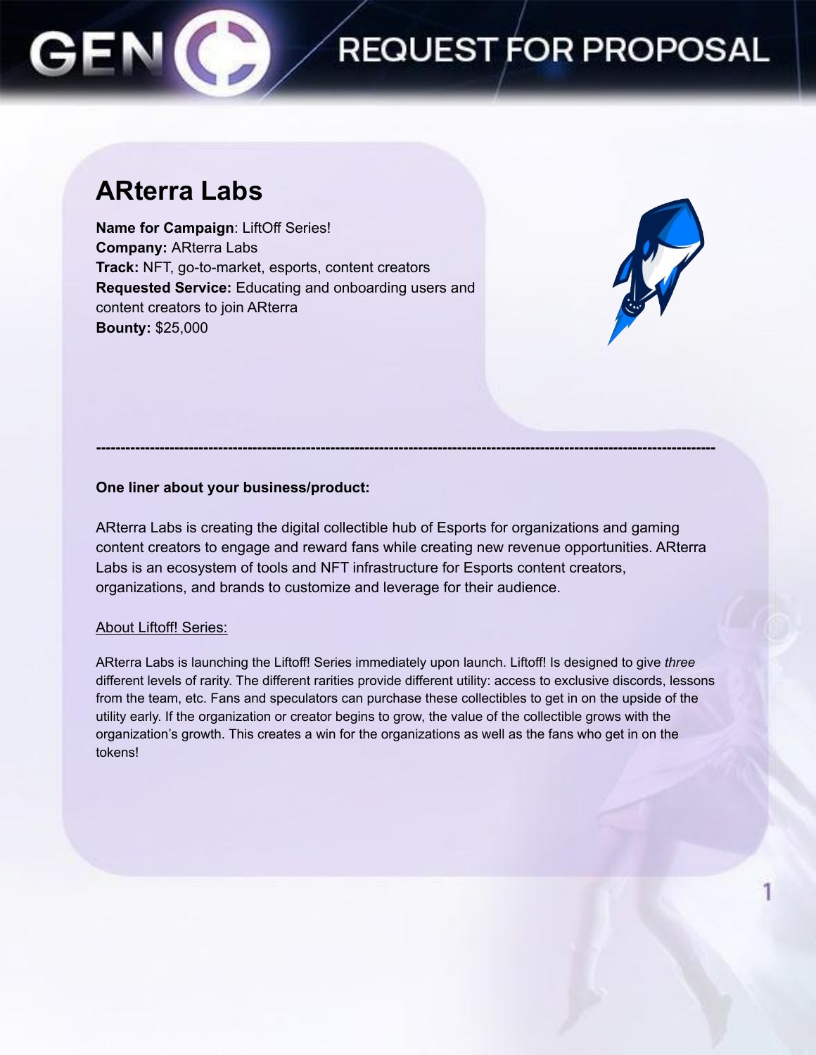# REQUEST FOR PROPOSAL

## ARterra Labs

**Name for Campaign**: LiftOff Series!
**Company:** ARterra Labs
**Track:** NFT, go-to-market, esports, content creators
**Requested Service:** Educating and onboarding users and content creators to join ARterra
**Bounty:** $25,000

---

**One liner about your business/product:**

ARterra Labs is creating the digital collectible hub of Esports for organizations and gaming content creators to engage and reward fans while creating new revenue opportunities. ARterra Labs is an ecosystem of tools and NFT infrastructure for Esports content creators, organizations, and brands to customize and leverage for their audience.

<u>About Liftoff! Series:</u>

ARterra Labs is launching the Liftoff! Series immediately upon launch. Liftoff! Is designed to give *three* different levels of rarity. The different rarities provide different utility: access to exclusive discords, lessons from the team, etc. Fans and speculators can purchase these collectibles to get in on the upside of the utility early. If the organization or creator begins to grow, the value of the collectible grows with the organization's growth. This creates a win for the organizations as well as the fans who get in on the tokens!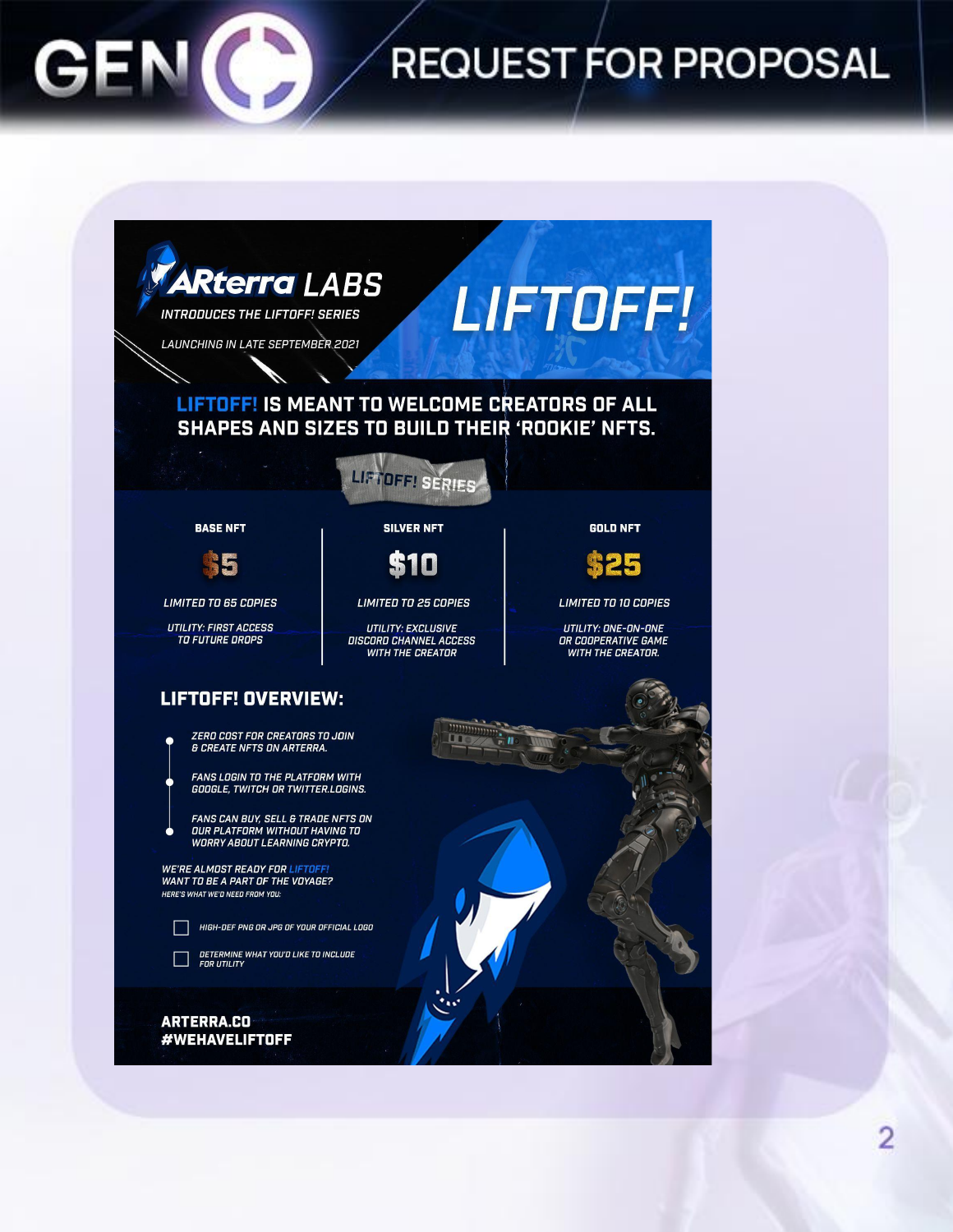# ARterra LABS

INTRODUCES THE LIFTOFF! SERIES

LAUNCHING IN LATE SEPTEMBER 2021

# LIFTOFF!

## LIFTOFF! IS MEANT TO WELCOME CREATORS OF ALL SHAPES AND SIZES TO BUILD THEIR 'ROOKIE' NFTS.

### LIFTOFF! SERIES

| BASE NFT | SILVER NFT | GOLD NFT |
|---|---|---|
| $5 | $10 | $25 |
| LIMITED TO 65 COPIES | LIMITED TO 25 COPIES | LIMITED TO 10 COPIES |
| UTILITY: FIRST ACCESS TO FUTURE DROPS | UTILITY: EXCLUSIVE DISCORD CHANNEL ACCESS WITH THE CREATOR | UTILITY: ONE-ON-ONE OR COOPERATIVE GAME WITH THE CREATOR. |

## LIFTOFF! OVERVIEW:

- ZERO COST FOR CREATORS TO JOIN & CREATE NFTS ON ARTERRA.
- FANS LOGIN TO THE PLATFORM WITH GOOGLE, TWITCH OR TWITTER.LOGINS.
- FANS CAN BUY, SELL & TRADE NFTS ON OUR PLATFORM WITHOUT HAVING TO WORRY ABOUT LEARNING CRYPTO.

WE'RE ALMOST READY FOR LIFTOFF!
WANT TO BE A PART OF THE VOYAGE?
HERE'S WHAT WE'D NEED FROM YOU:

- [ ] HIGH-DEF PNG OR JPG OF YOUR OFFICIAL LOGO
- [ ] DETERMINE WHAT YOU'D LIKE TO INCLUDE FOR UTILITY

**ARTERRA.CO**
**#WEHAVELIFTOFF**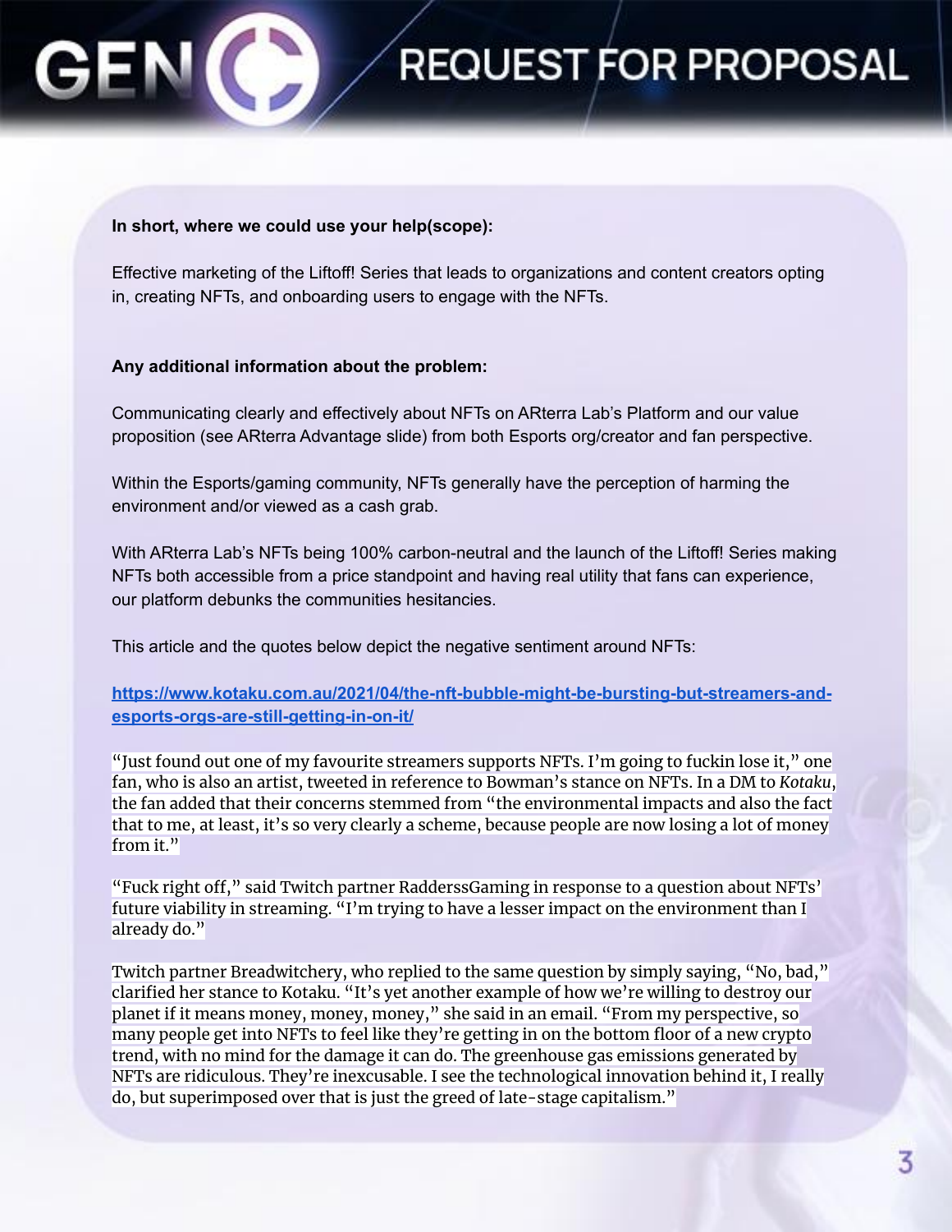# REQUEST FOR PROPOSAL

**In short, where we could use your help(scope):**

Effective marketing of the Liftoff! Series that leads to organizations and content creators opting in, creating NFTs, and onboarding users to engage with the NFTs.

**Any additional information about the problem:**

Communicating clearly and effectively about NFTs on ARterra Lab's Platform and our value proposition (see ARterra Advantage slide) from both Esports org/creator and fan perspective.

Within the Esports/gaming community, NFTs generally have the perception of harming the environment and/or viewed as a cash grab.

With ARterra Lab's NFTs being 100% carbon-neutral and the launch of the Liftoff! Series making NFTs both accessible from a price standpoint and having real utility that fans can experience, our platform debunks the communities hesitancies.

This article and the quotes below depict the negative sentiment around NFTs:

[https://www.kotaku.com.au/2021/04/the-nft-bubble-might-be-bursting-but-streamers-and-esports-orgs-are-still-getting-in-on-it/](https://www.kotaku.com.au/2021/04/the-nft-bubble-might-be-bursting-but-streamers-and-esports-orgs-are-still-getting-in-on-it/)

"Just found out one of my favourite streamers supports NFTs. I'm going to fuckin lose it," one fan, who is also an artist, tweeted in reference to Bowman's stance on NFTs. In a DM to *Kotaku*, the fan added that their concerns stemmed from "the environmental impacts and also the fact that to me, at least, it's so very clearly a scheme, because people are now losing a lot of money from it."

"Fuck right off," said Twitch partner RadderssGaming in response to a question about NFTs' future viability in streaming. "I'm trying to have a lesser impact on the environment than I already do."

Twitch partner Breadwitchery, who replied to the same question by simply saying, "No, bad," clarified her stance to Kotaku. "It's yet another example of how we're willing to destroy our planet if it means money, money, money," she said in an email. "From my perspective, so many people get into NFTs to feel like they're getting in on the bottom floor of a new crypto trend, with no mind for the damage it can do. The greenhouse gas emissions generated by NFTs are ridiculous. They're inexcusable. I see the technological innovation behind it, I really do, but superimposed over that is just the greed of late-stage capitalism."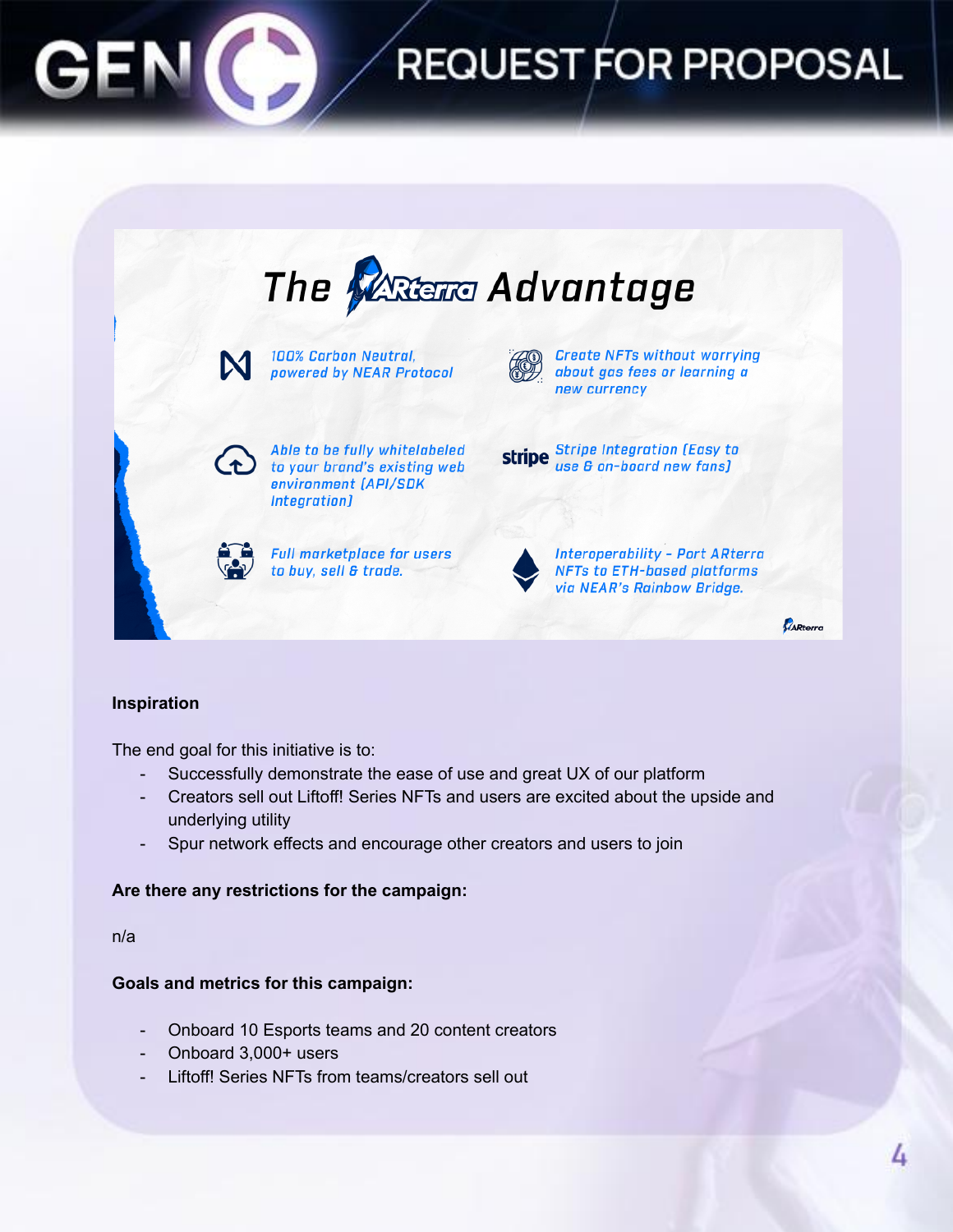# The ARterra Advantage

- 100% Carbon Neutral, powered by NEAR Protocol
- Create NFTs without worrying about gas fees or learning a new currency
- Able to be fully whitelabeled to your brand's existing web environment (API/SDK Integration)
- Stripe Integration (Easy to use & on-board new fans)
- Full marketplace for users to buy, sell & trade.
- Interoperability - Port ARterra NFTs to ETH-based platforms via NEAR's Rainbow Bridge.

**Inspiration**

The end goal for this initiative is to:

- Successfully demonstrate the ease of use and great UX of our platform
- Creators sell out Liftoff! Series NFTs and users are excited about the upside and underlying utility
- Spur network effects and encourage other creators and users to join

**Are there any restrictions for the campaign:**

n/a

**Goals and metrics for this campaign:**

- Onboard 10 Esports teams and 20 content creators
- Onboard 3,000+ users
- Liftoff! Series NFTs from teams/creators sell out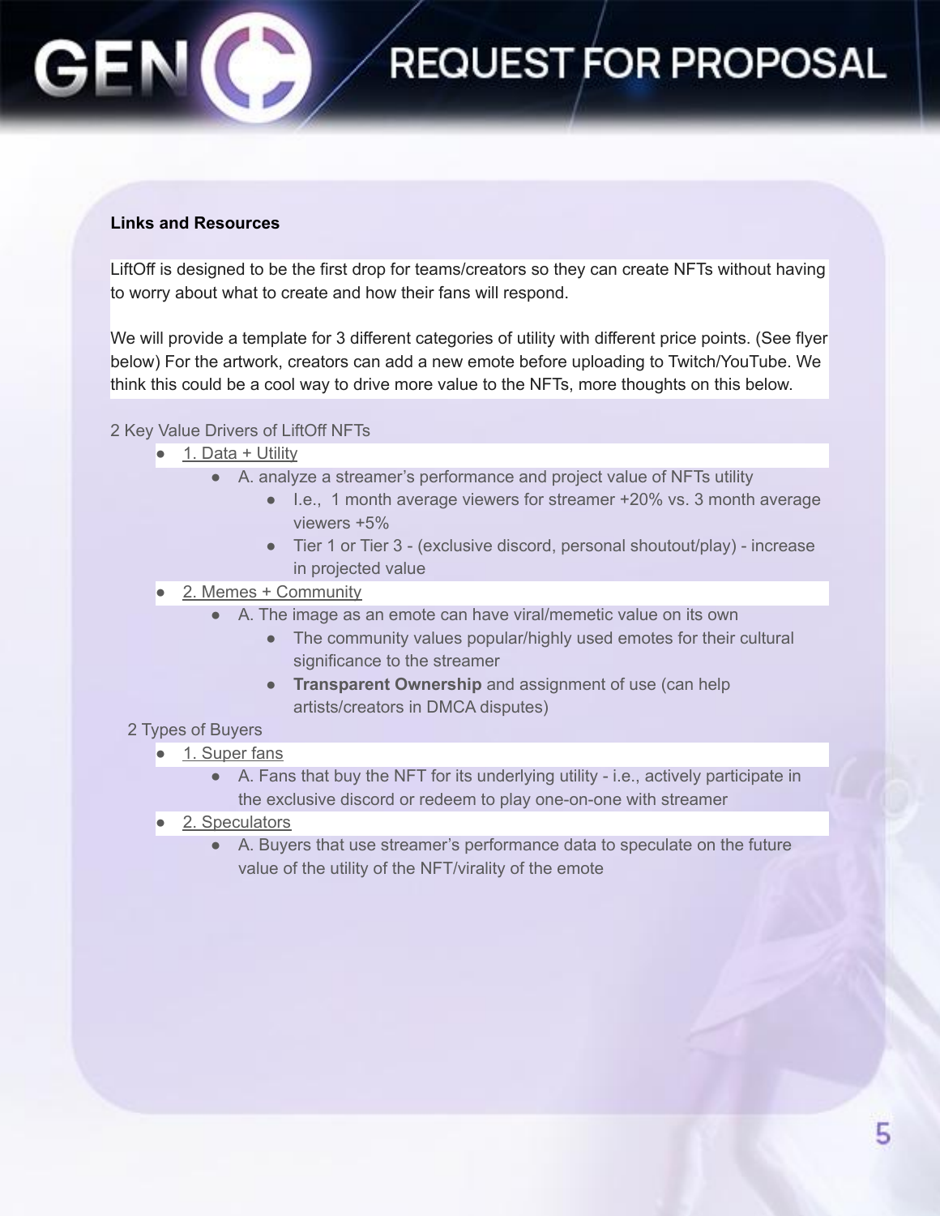**Links and Resources**

LiftOff is designed to be the first drop for teams/creators so they can create NFTs without having to worry about what to create and how their fans will respond.

We will provide a template for 3 different categories of utility with different price points. (See flyer below) For the artwork, creators can add a new emote before uploading to Twitch/YouTube. We think this could be a cool way to drive more value to the NFTs, more thoughts on this below.

2 Key Value Drivers of LiftOff NFTs

- 1. Data + Utility
  - A. analyze a streamer's performance and project value of NFTs utility
    - I.e., 1 month average viewers for streamer +20% vs. 3 month average viewers +5%
    - Tier 1 or Tier 3 - (exclusive discord, personal shoutout/play) - increase in projected value
- 2. Memes + Community
  - A. The image as an emote can have viral/memetic value on its own
    - The community values popular/highly used emotes for their cultural significance to the streamer
    - **Transparent Ownership** and assignment of use (can help artists/creators in DMCA disputes)

2 Types of Buyers

- 1. Super fans
  - A. Fans that buy the NFT for its underlying utility - i.e., actively participate in the exclusive discord or redeem to play one-on-one with streamer
- 2. Speculators
  - A. Buyers that use streamer's performance data to speculate on the future value of the utility of the NFT/virality of the emote